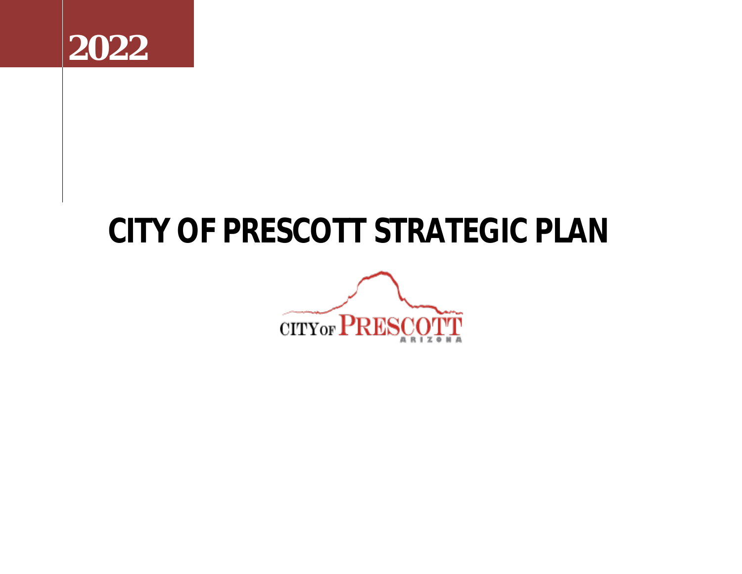2022

# CITY OF PRESCOTT STRATEGIC PLAN

CITY OF PRESCOTT

ARIZONA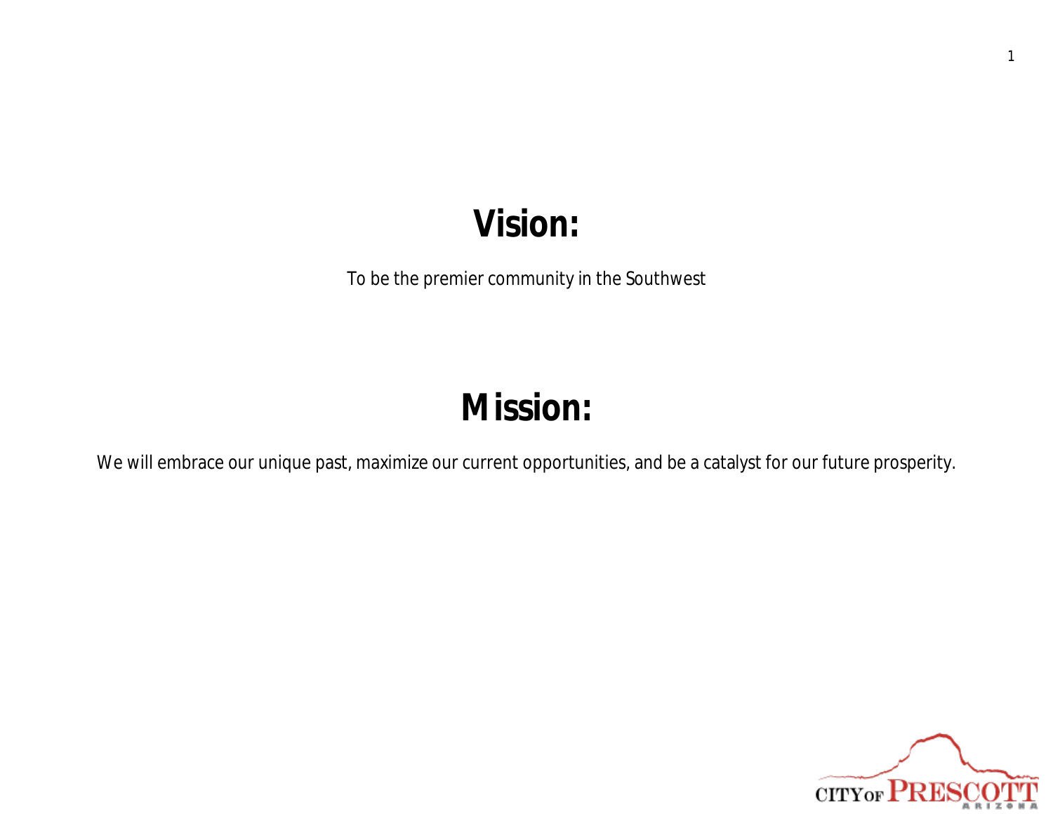# Vision:

To be the premier community in the Southwest

# Mission:

We will embrace our unique past, maximize our current opportunities, and be a catalyst for our future prosperity.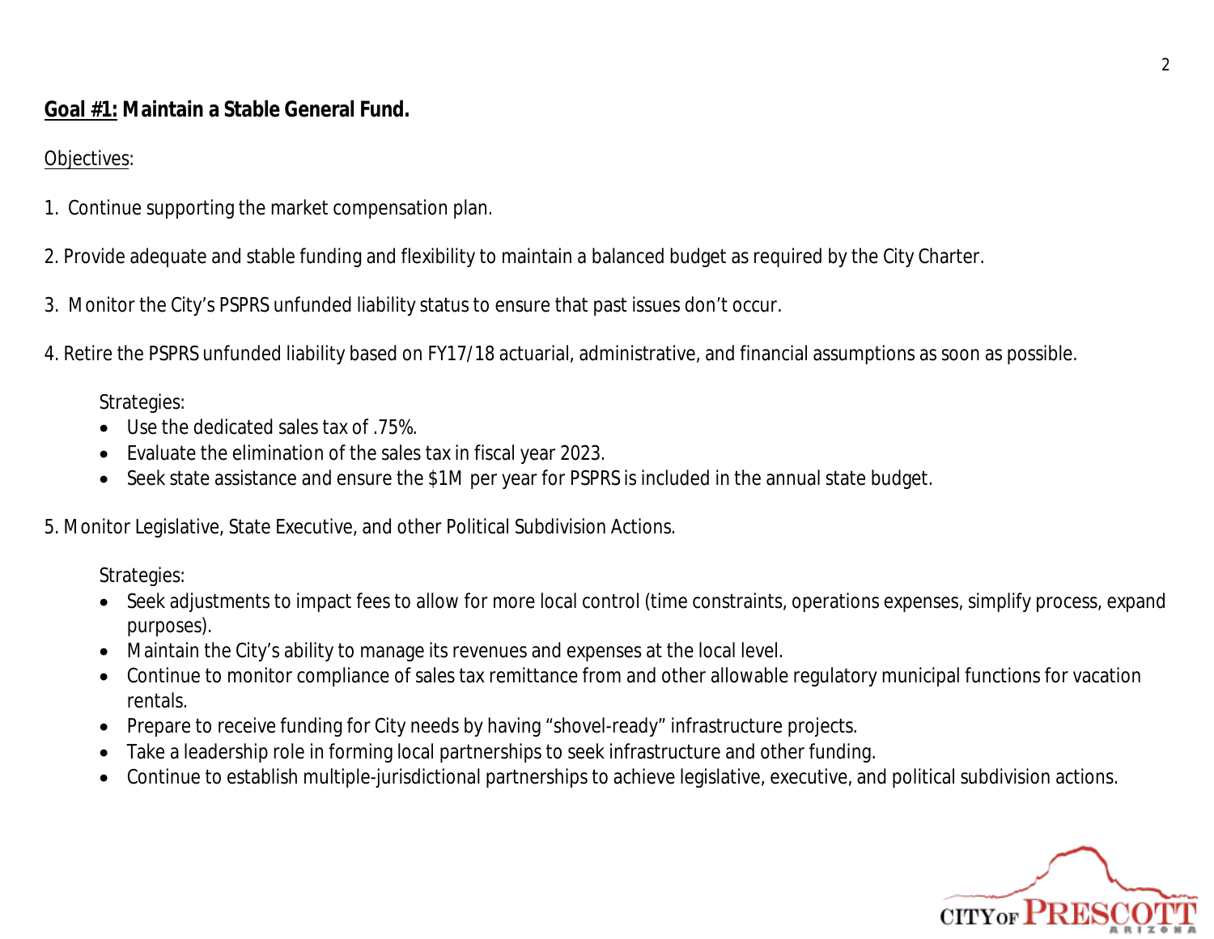## Goal #1: Maintain a Stable General Fund.

Objectives:

1. Continue supporting the market compensation plan.

2. Provide adequate and stable funding and flexibility to maintain a balanced budget as required by the City Charter.

3. Monitor the City's PSPRS unfunded liability status to ensure that past issues don't occur.

4. Retire the PSPRS unfunded liability based on FY17/18 actuarial, administrative, and financial assumptions as soon as possible.

   Strategies:
   - Use the dedicated sales tax of .75%.
   - Evaluate the elimination of the sales tax in fiscal year 2023.
   - Seek state assistance and ensure the $1M per year for PSPRS is included in the annual state budget.

5. Monitor Legislative, State Executive, and other Political Subdivision Actions.

   Strategies:
   - Seek adjustments to impact fees to allow for more local control (time constraints, operations expenses, simplify process, expand purposes).
   - Maintain the City's ability to manage its revenues and expenses at the local level.
   - Continue to monitor compliance of sales tax remittance from and other allowable regulatory municipal functions for vacation rentals.
   - Prepare to receive funding for City needs by having "shovel-ready" infrastructure projects.
   - Take a leadership role in forming local partnerships to seek infrastructure and other funding.
   - Continue to establish multiple-jurisdictional partnerships to achieve legislative, executive, and political subdivision actions.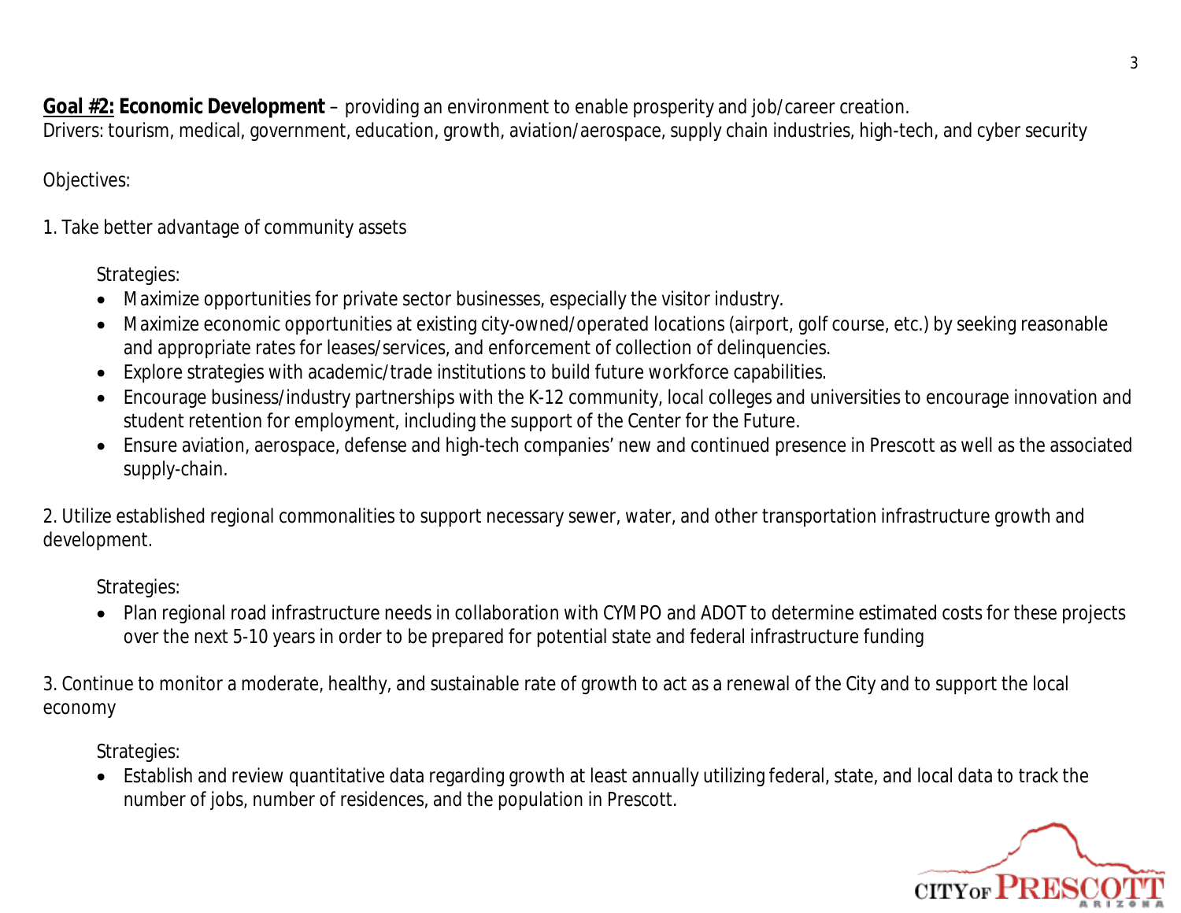**Goal #2: Economic Development** – providing an environment to enable prosperity and job/career creation.
Drivers: tourism, medical, government, education, growth, aviation/aerospace, supply chain industries, high-tech, and cyber security

Objectives:

1. Take better advantage of community assets

   Strategies:

   - Maximize opportunities for private sector businesses, especially the visitor industry.
   - Maximize economic opportunities at existing city-owned/operated locations (airport, golf course, etc.) by seeking reasonable and appropriate rates for leases/services, and enforcement of collection of delinquencies.
   - Explore strategies with academic/trade institutions to build future workforce capabilities.
   - Encourage business/industry partnerships with the K-12 community, local colleges and universities to encourage innovation and student retention for employment, including the support of the Center for the Future.
   - Ensure aviation, aerospace, defense and high-tech companies' new and continued presence in Prescott as well as the associated supply-chain.

2. Utilize established regional commonalities to support necessary sewer, water, and other transportation infrastructure growth and development.

   Strategies:

   - Plan regional road infrastructure needs in collaboration with CYMPO and ADOT to determine estimated costs for these projects over the next 5-10 years in order to be prepared for potential state and federal infrastructure funding

3. Continue to monitor a moderate, healthy, and sustainable rate of growth to act as a renewal of the City and to support the local economy

   Strategies:

   - Establish and review quantitative data regarding growth at least annually utilizing federal, state, and local data to track the number of jobs, number of residences, and the population in Prescott.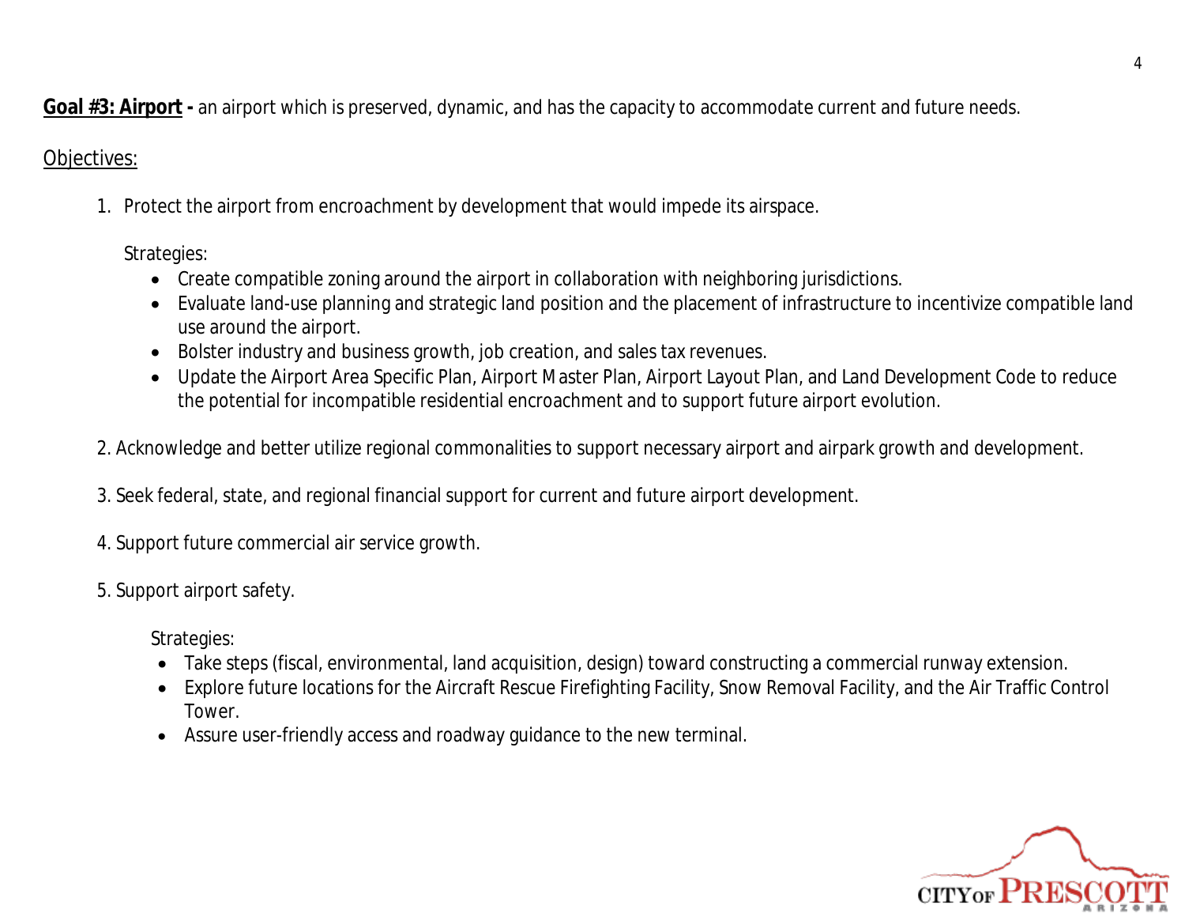**Goal #3: Airport -** an airport which is preserved, dynamic, and has the capacity to accommodate current and future needs.

Objectives:

1. Protect the airport from encroachment by development that would impede its airspace.

   Strategies:
   - Create compatible zoning around the airport in collaboration with neighboring jurisdictions.
   - Evaluate land-use planning and strategic land position and the placement of infrastructure to incentivize compatible land use around the airport.
   - Bolster industry and business growth, job creation, and sales tax revenues.
   - Update the Airport Area Specific Plan, Airport Master Plan, Airport Layout Plan, and Land Development Code to reduce the potential for incompatible residential encroachment and to support future airport evolution.

2. Acknowledge and better utilize regional commonalities to support necessary airport and airpark growth and development.

3. Seek federal, state, and regional financial support for current and future airport development.

4. Support future commercial air service growth.

5. Support airport safety.

   Strategies:
   - Take steps (fiscal, environmental, land acquisition, design) toward constructing a commercial runway extension.
   - Explore future locations for the Aircraft Rescue Firefighting Facility, Snow Removal Facility, and the Air Traffic Control Tower.
   - Assure user-friendly access and roadway guidance to the new terminal.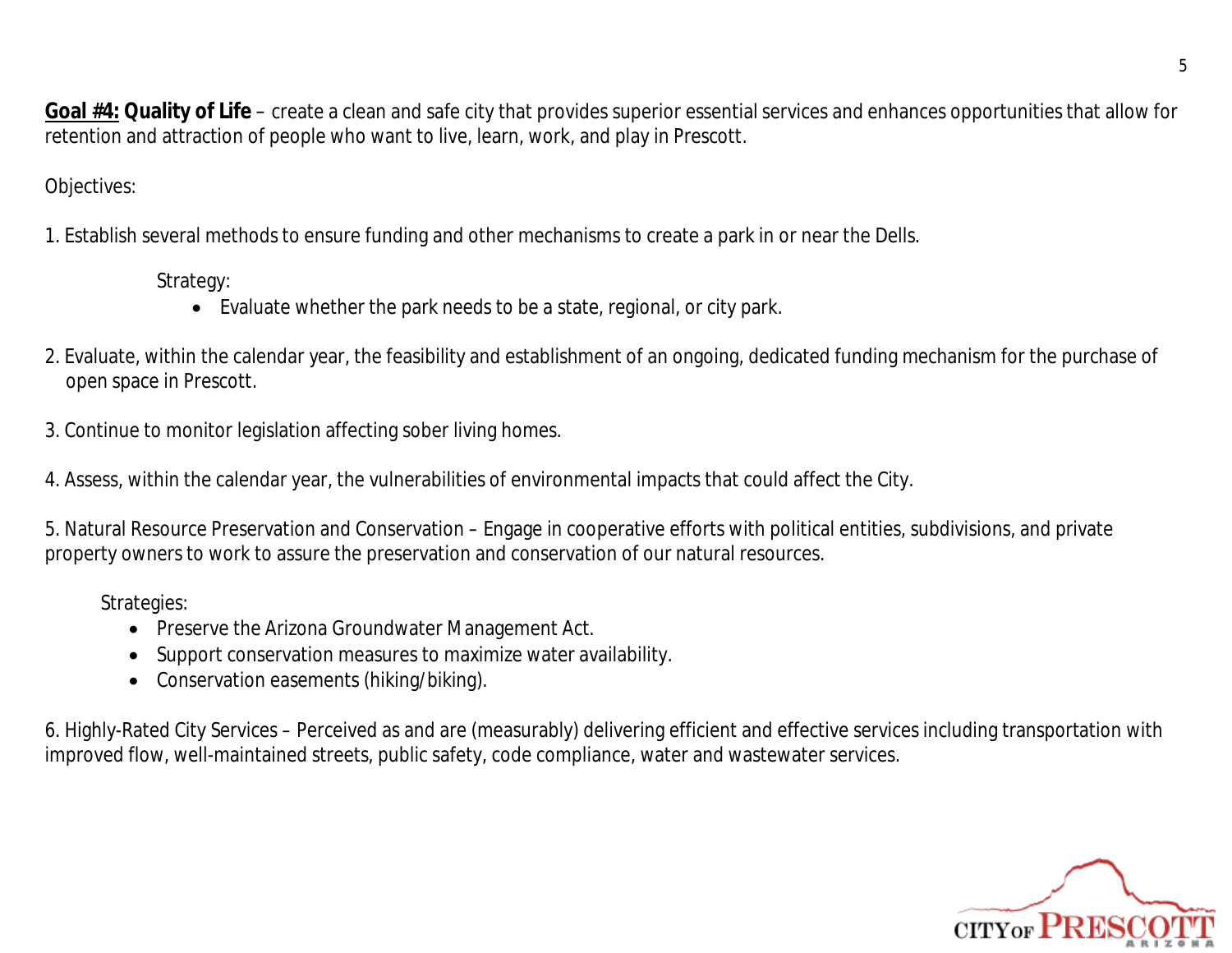**Goal #4: Quality of Life** – create a clean and safe city that provides superior essential services and enhances opportunities that allow for retention and attraction of people who want to live, learn, work, and play in Prescott.

Objectives:

1. Establish several methods to ensure funding and other mechanisms to create a park in or near the Dells.

    Strategy:

    - Evaluate whether the park needs to be a state, regional, or city park.

2. Evaluate, within the calendar year, the feasibility and establishment of an ongoing, dedicated funding mechanism for the purchase of open space in Prescott.

3. Continue to monitor legislation affecting sober living homes.

4. Assess, within the calendar year, the vulnerabilities of environmental impacts that could affect the City.

5. Natural Resource Preservation and Conservation – Engage in cooperative efforts with political entities, subdivisions, and private property owners to work to assure the preservation and conservation of our natural resources.

    Strategies:

    - Preserve the Arizona Groundwater Management Act.
    - Support conservation measures to maximize water availability.
    - Conservation easements (hiking/biking).

6. Highly-Rated City Services – Perceived as and are (measurably) delivering efficient and effective services including transportation with improved flow, well-maintained streets, public safety, code compliance, water and wastewater services.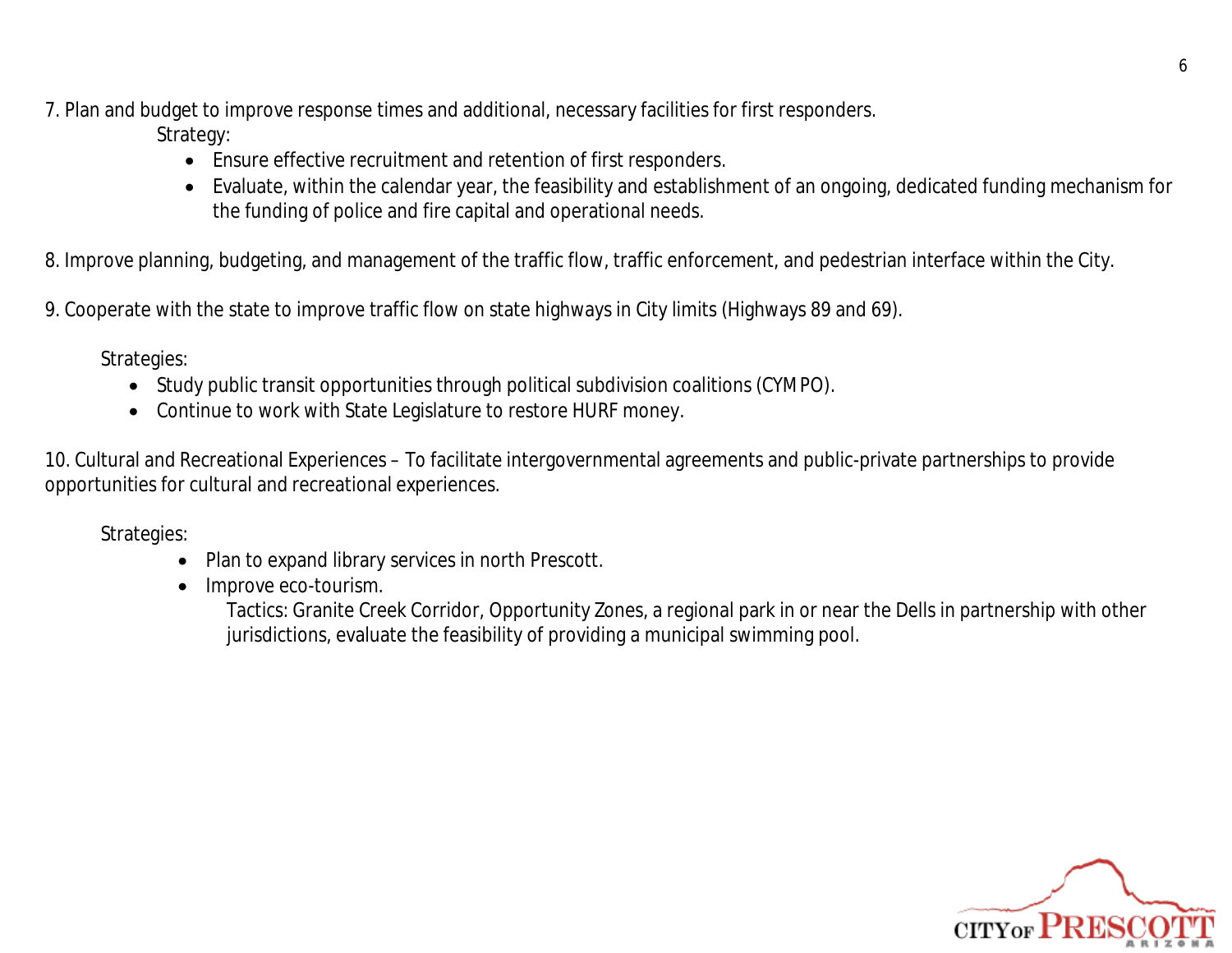7. Plan and budget to improve response times and additional, necessary facilities for first responders.

Strategy:

- Ensure effective recruitment and retention of first responders.
- Evaluate, within the calendar year, the feasibility and establishment of an ongoing, dedicated funding mechanism for the funding of police and fire capital and operational needs.

8. Improve planning, budgeting, and management of the traffic flow, traffic enforcement, and pedestrian interface within the City.

9. Cooperate with the state to improve traffic flow on state highways in City limits (Highways 89 and 69).

Strategies:

- Study public transit opportunities through political subdivision coalitions (CYMPO).
- Continue to work with State Legislature to restore HURF money.

10. Cultural and Recreational Experiences – To facilitate intergovernmental agreements and public-private partnerships to provide opportunities for cultural and recreational experiences.

Strategies:

- Plan to expand library services in north Prescott.
- Improve eco-tourism.

  Tactics: Granite Creek Corridor, Opportunity Zones, a regional park in or near the Dells in partnership with other jurisdictions, evaluate the feasibility of providing a municipal swimming pool.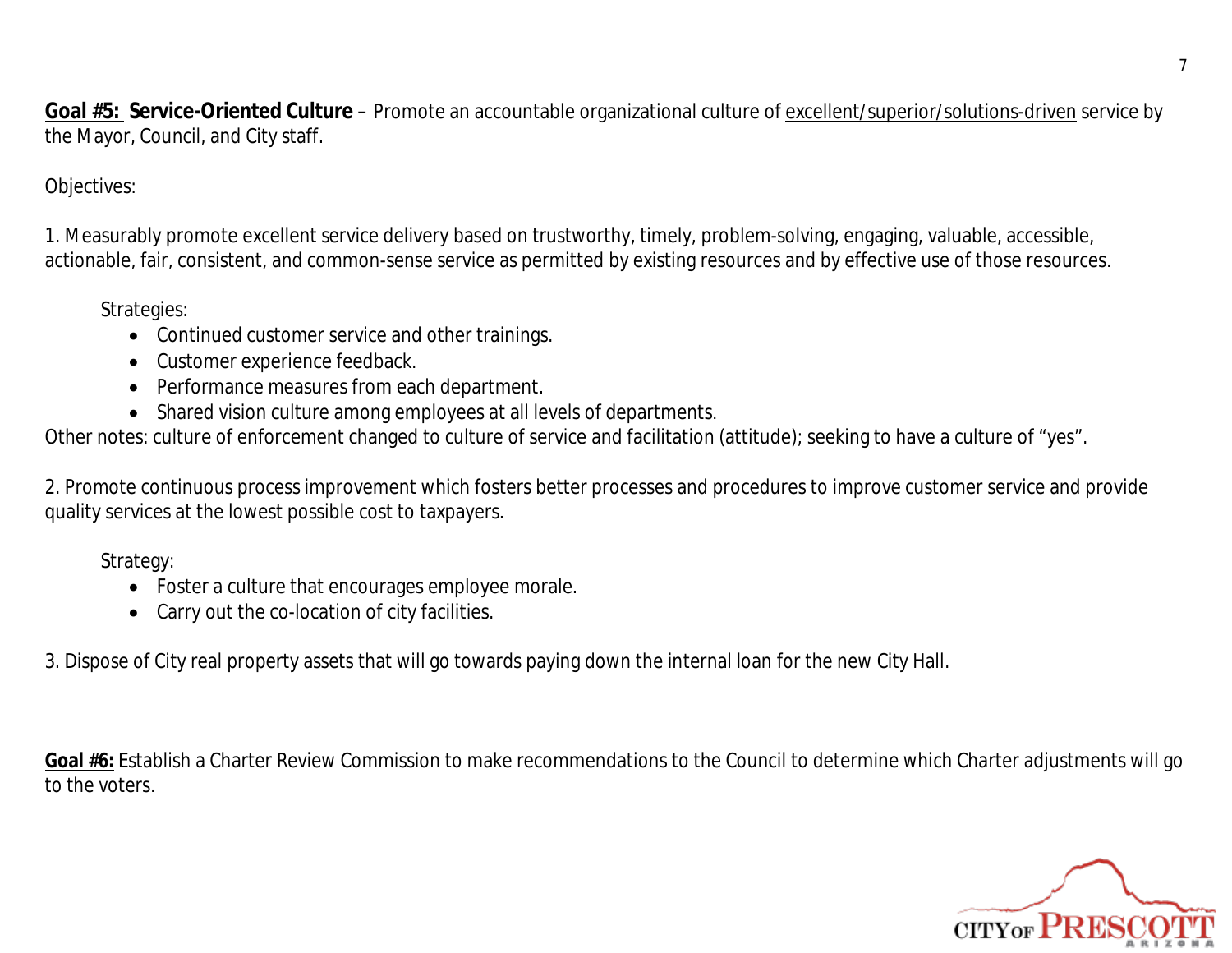**<u>Goal #5:</u> Service-Oriented Culture** – Promote an accountable organizational culture of <u>excellent/superior/solutions-driven</u> service by the Mayor, Council, and City staff.

Objectives:

1. Measurably promote excellent service delivery based on trustworthy, timely, problem-solving, engaging, valuable, accessible, actionable, fair, consistent, and common-sense service as permitted by existing resources and by effective use of those resources.

    Strategies:

    - Continued customer service and other trainings.
    - Customer experience feedback.
    - Performance measures from each department.
    - Shared vision culture among employees at all levels of departments.

Other notes: culture of enforcement changed to culture of service and facilitation (attitude); seeking to have a culture of “yes”.

2. Promote continuous process improvement which fosters better processes and procedures to improve customer service and provide quality services at the lowest possible cost to taxpayers.

    Strategy:

    - Foster a culture that encourages employee morale.
    - Carry out the co-location of city facilities.

3. Dispose of City real property assets that will go towards paying down the internal loan for the new City Hall.

**<u>Goal #6:</u>** Establish a Charter Review Commission to make recommendations to the Council to determine which Charter adjustments will go to the voters.